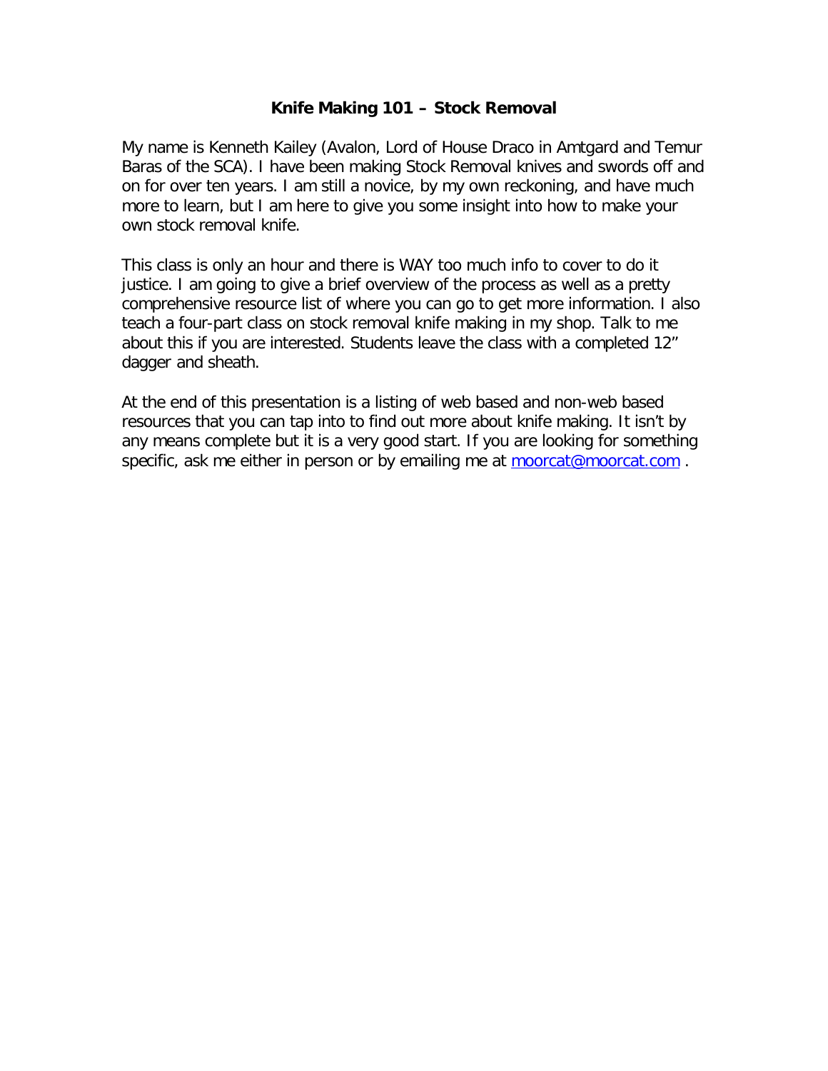# Knife Making 101 – Stock Removal

My name is Kenneth Kailey (Avalon, Lord of House Draco in Amtgard and Temur Baras of the SCA). I have been making Stock Removal knives and swords off and on for over ten years. I am still a novice, by my own reckoning, and have much more to learn, but I am here to give you some insight into how to make your own stock removal knife.

This class is only an hour and there is WAY too much info to cover to do it justice. I am going to give a brief overview of the process as well as a pretty comprehensive resource list of where you can go to get more information. I also teach a four-part class on stock removal knife making in my shop. Talk to me about this if you are interested. Students leave the class with a completed 12" dagger and sheath.

At the end of this presentation is a listing of web based and non-web based resources that you can tap into to find out more about knife making. It isn't by any means complete but it is a very good start. If you are looking for something specific, ask me either in person or by emailing me at [moorcat@moorcat.com](mailto:moorcat@moorcat.com) .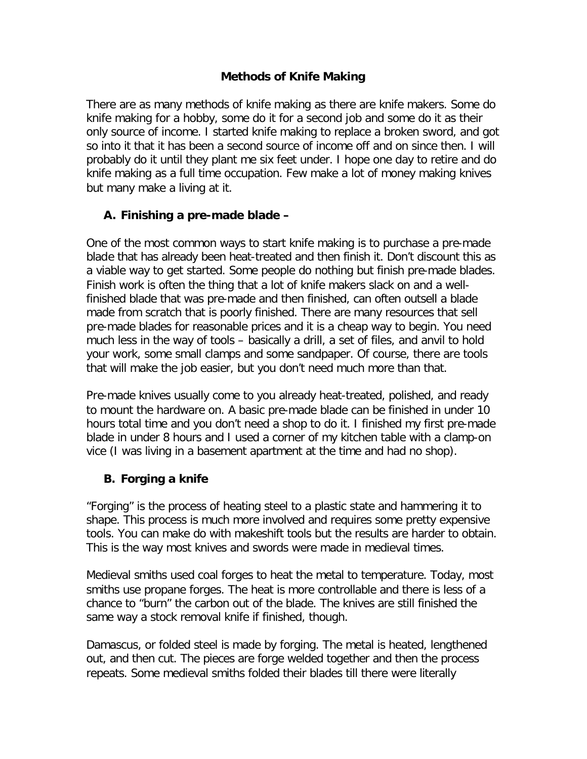## Methods of Knife Making

There are as many methods of knife making as there are knife makers. Some do knife making for a hobby, some do it for a second job and some do it as their only source of income. I started knife making to replace a broken sword, and got so into it that it has been a second source of income off and on since then. I will probably do it until they plant me six feet under. I hope one day to retire and do knife making as a full time occupation. Few make a lot of money making knives but many make a living at it.

### A. Finishing a pre-made blade –

One of the most common ways to start knife making is to purchase a pre-made blade that has already been heat-treated and then finish it. Don't discount this as a viable way to get started. Some people do nothing but finish pre-made blades. Finish work is often the thing that a lot of knife makers slack on and a well-finished blade that was pre-made and then finished, can often outsell a blade made from scratch that is poorly finished. There are many resources that sell pre-made blades for reasonable prices and it is a cheap way to begin. You need much less in the way of tools – basically a drill, a set of files, and anvil to hold your work, some small clamps and some sandpaper. Of course, there are tools that will make the job easier, but you don't need much more than that.

Pre-made knives usually come to you already heat-treated, polished, and ready to mount the hardware on. A basic pre-made blade can be finished in under 10 hours total time and you don't need a shop to do it. I finished my first pre-made blade in under 8 hours and I used a corner of my kitchen table with a clamp-on vice (I was living in a basement apartment at the time and had no shop).

### B. Forging a knife

"Forging" is the process of heating steel to a plastic state and hammering it to shape. This process is much more involved and requires some pretty expensive tools. You can make do with makeshift tools but the results are harder to obtain. This is the way most knives and swords were made in medieval times.

Medieval smiths used coal forges to heat the metal to temperature. Today, most smiths use propane forges. The heat is more controllable and there is less of a chance to "burn" the carbon out of the blade. The knives are still finished the same way a stock removal knife if finished, though.

Damascus, or folded steel is made by forging. The metal is heated, lengthened out, and then cut. The pieces are forge welded together and then the process repeats. Some medieval smiths folded their blades till there were literally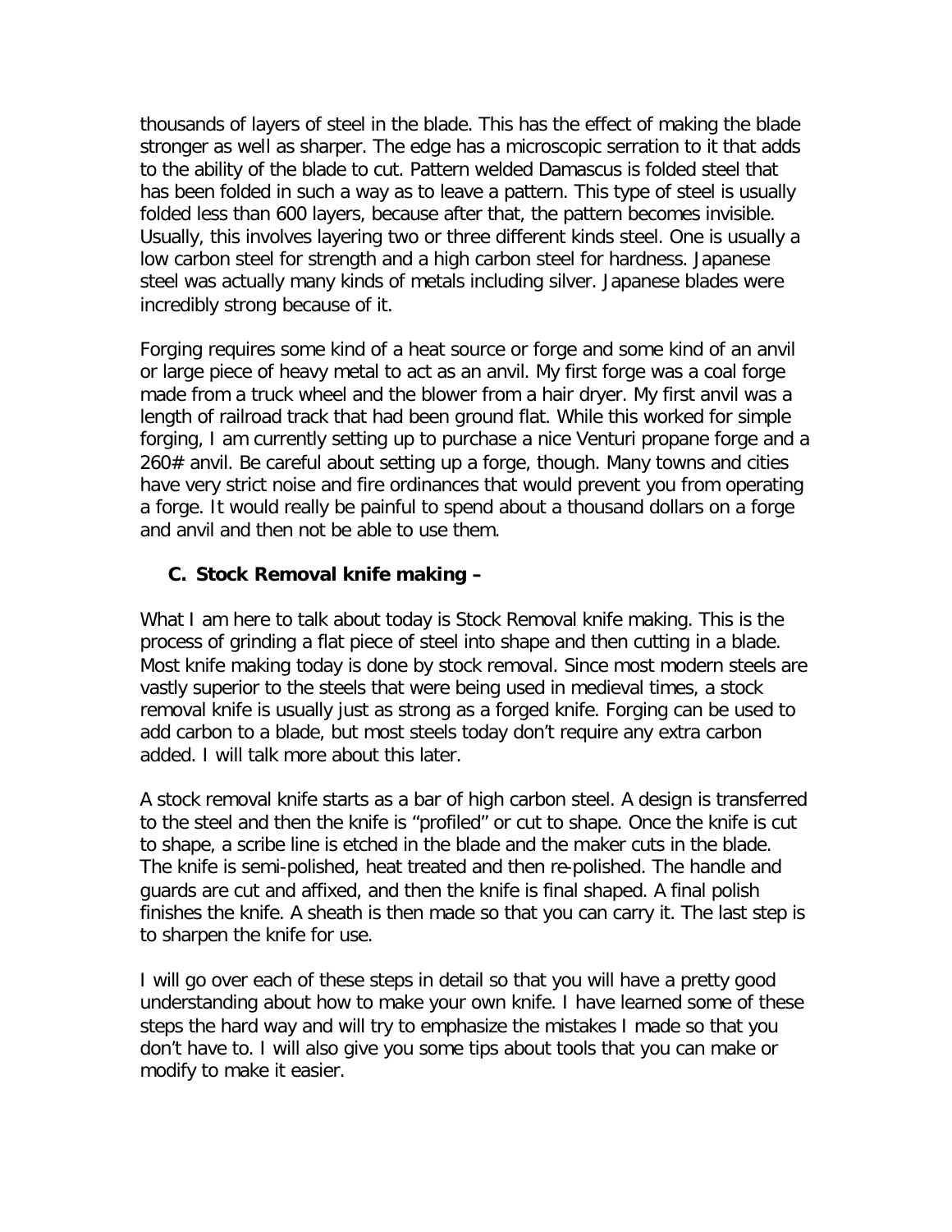thousands of layers of steel in the blade. This has the effect of making the blade stronger as well as sharper. The edge has a microscopic serration to it that adds to the ability of the blade to cut. Pattern welded Damascus is folded steel that has been folded in such a way as to leave a pattern. This type of steel is usually folded less than 600 layers, because after that, the pattern becomes invisible. Usually, this involves layering two or three different kinds steel. One is usually a low carbon steel for strength and a high carbon steel for hardness. Japanese steel was actually many kinds of metals including silver. Japanese blades were incredibly strong because of it.

Forging requires some kind of a heat source or forge and some kind of an anvil or large piece of heavy metal to act as an anvil. My first forge was a coal forge made from a truck wheel and the blower from a hair dryer. My first anvil was a length of railroad track that had been ground flat. While this worked for simple forging, I am currently setting up to purchase a nice Venturi propane forge and a 260# anvil. Be careful about setting up a forge, though. Many towns and cities have very strict noise and fire ordinances that would prevent you from operating a forge. It would really be painful to spend about a thousand dollars on a forge and anvil and then not be able to use them.

### C. Stock Removal knife making –

What I am here to talk about today is Stock Removal knife making. This is the process of grinding a flat piece of steel into shape and then cutting in a blade. Most knife making today is done by stock removal. Since most modern steels are vastly superior to the steels that were being used in medieval times, a stock removal knife is usually just as strong as a forged knife. Forging can be used to add carbon to a blade, but most steels today don't require any extra carbon added. I will talk more about this later.

A stock removal knife starts as a bar of high carbon steel. A design is transferred to the steel and then the knife is "profiled" or cut to shape. Once the knife is cut to shape, a scribe line is etched in the blade and the maker cuts in the blade. The knife is semi-polished, heat treated and then re-polished. The handle and guards are cut and affixed, and then the knife is final shaped. A final polish finishes the knife. A sheath is then made so that you can carry it. The last step is to sharpen the knife for use.

I will go over each of these steps in detail so that you will have a pretty good understanding about how to make your own knife. I have learned some of these steps the hard way and will try to emphasize the mistakes I made so that you don't have to. I will also give you some tips about tools that you can make or modify to make it easier.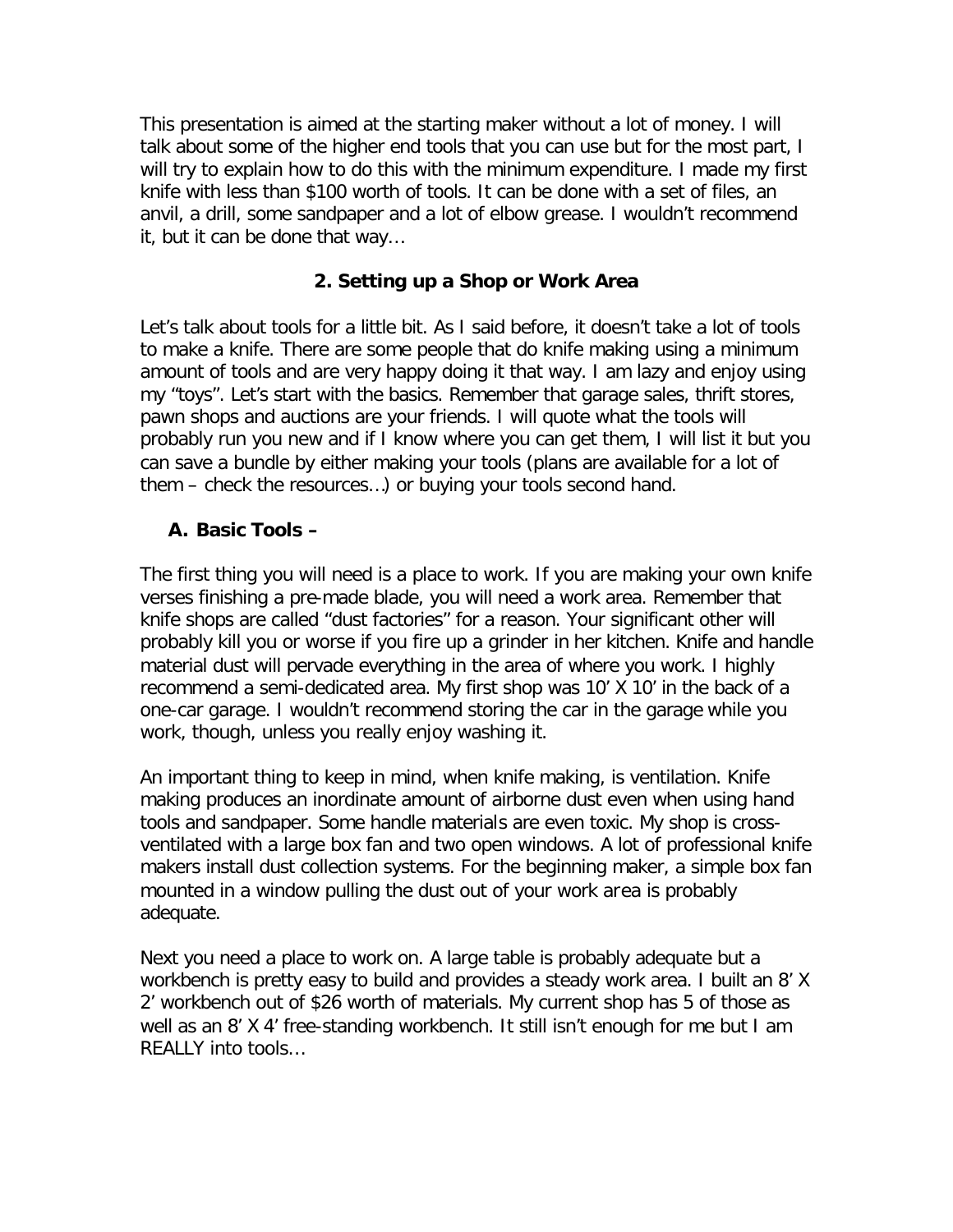This presentation is aimed at the starting maker without a lot of money. I will talk about some of the higher end tools that you can use but for the most part, I will try to explain how to do this with the minimum expenditure. I made my first knife with less than $100 worth of tools. It can be done with a set of files, an anvil, a drill, some sandpaper and a lot of elbow grease. I wouldn't recommend it, but it can be done that way…

## 2. Setting up a Shop or Work Area

Let's talk about tools for a little bit. As I said before, it doesn't take a lot of tools to make a knife. There are some people that do knife making using a minimum amount of tools and are very happy doing it that way. I am lazy and enjoy using my "toys". Let's start with the basics. Remember that garage sales, thrift stores, pawn shops and auctions are your friends. I will quote what the tools will probably run you new and if I know where you can get them, I will list it but you can save a bundle by either making your tools (plans are available for a lot of them – check the resources…) or buying your tools second hand.

### A. Basic Tools –

The first thing you will need is a place to work. If you are making your own knife verses finishing a pre-made blade, you will need a work area. Remember that knife shops are called "dust factories" for a reason. Your significant other will probably kill you or worse if you fire up a grinder in her kitchen. Knife and handle material dust will pervade everything in the area of where you work. I highly recommend a semi-dedicated area. My first shop was 10' X 10' in the back of a one-car garage. I wouldn't recommend storing the car in the garage while you work, though, unless you really enjoy washing it.

An important thing to keep in mind, when knife making, is ventilation. Knife making produces an inordinate amount of airborne dust even when using hand tools and sandpaper. Some handle materials are even toxic. My shop is cross-ventilated with a large box fan and two open windows. A lot of professional knife makers install dust collection systems. For the beginning maker, a simple box fan mounted in a window pulling the dust out of your work area is probably adequate.

Next you need a place to work on. A large table is probably adequate but a workbench is pretty easy to build and provides a steady work area. I built an 8' X 2' workbench out of $26 worth of materials. My current shop has 5 of those as well as an 8' X 4' free-standing workbench. It still isn't enough for me but I am REALLY into tools…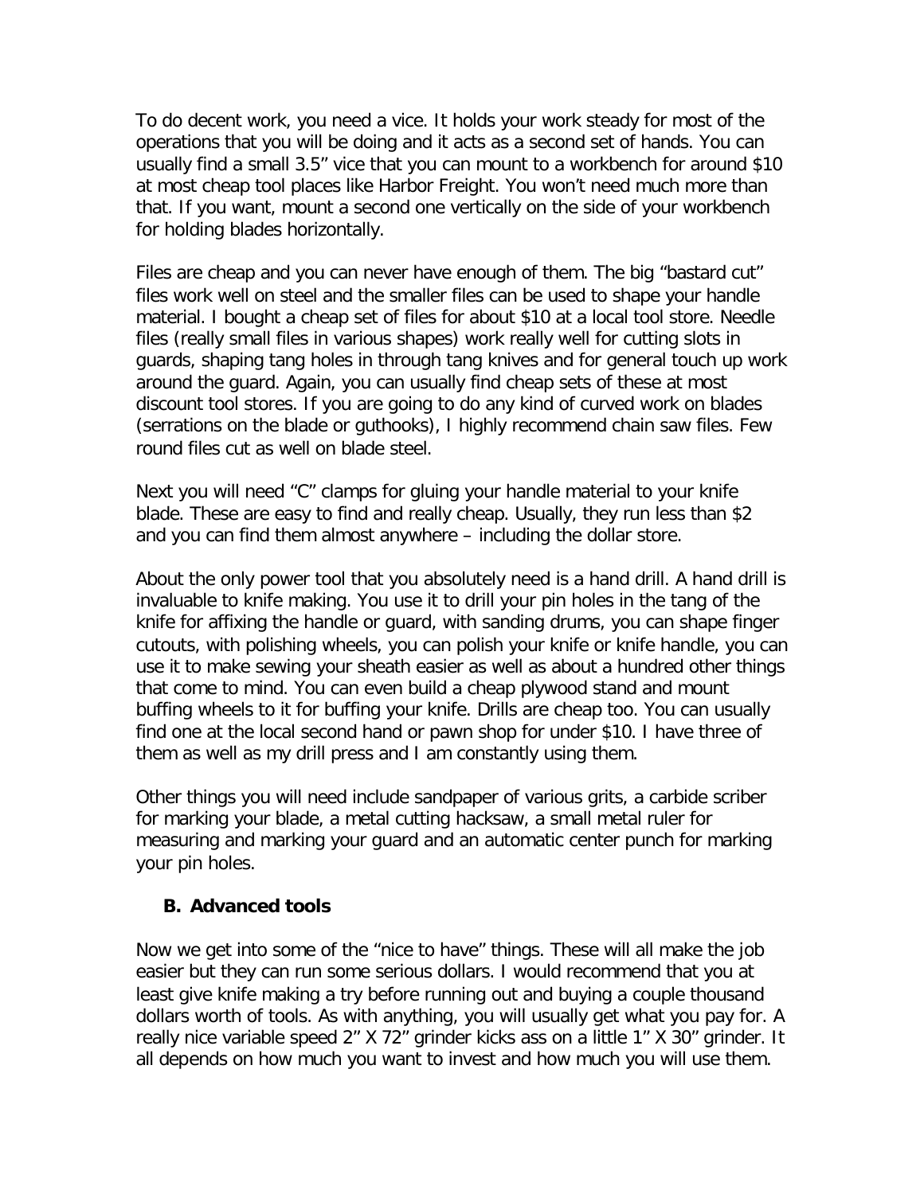To do decent work, you need a vice. It holds your work steady for most of the operations that you will be doing and it acts as a second set of hands. You can usually find a small 3.5" vice that you can mount to a workbench for around $10 at most cheap tool places like Harbor Freight. You won't need much more than that. If you want, mount a second one vertically on the side of your workbench for holding blades horizontally.

Files are cheap and you can never have enough of them. The big "bastard cut" files work well on steel and the smaller files can be used to shape your handle material. I bought a cheap set of files for about $10 at a local tool store. Needle files (really small files in various shapes) work really well for cutting slots in guards, shaping tang holes in through tang knives and for general touch up work around the guard. Again, you can usually find cheap sets of these at most discount tool stores. If you are going to do any kind of curved work on blades (serrations on the blade or guthooks), I highly recommend chain saw files. Few round files cut as well on blade steel.

Next you will need "C" clamps for gluing your handle material to your knife blade. These are easy to find and really cheap. Usually, they run less than $2 and you can find them almost anywhere – including the dollar store.

About the only power tool that you absolutely need is a hand drill. A hand drill is invaluable to knife making. You use it to drill your pin holes in the tang of the knife for affixing the handle or guard, with sanding drums, you can shape finger cutouts, with polishing wheels, you can polish your knife or knife handle, you can use it to make sewing your sheath easier as well as about a hundred other things that come to mind. You can even build a cheap plywood stand and mount buffing wheels to it for buffing your knife. Drills are cheap too. You can usually find one at the local second hand or pawn shop for under $10. I have three of them as well as my drill press and I am constantly using them.

Other things you will need include sandpaper of various grits, a carbide scriber for marking your blade, a metal cutting hacksaw, a small metal ruler for measuring and marking your guard and an automatic center punch for marking your pin holes.

### B. Advanced tools

Now we get into some of the "nice to have" things. These will all make the job easier but they can run some serious dollars. I would recommend that you at least give knife making a try before running out and buying a couple thousand dollars worth of tools. As with anything, you will usually get what you pay for. A really nice variable speed 2" X 72" grinder kicks ass on a little 1" X 30" grinder. It all depends on how much you want to invest and how much you will use them.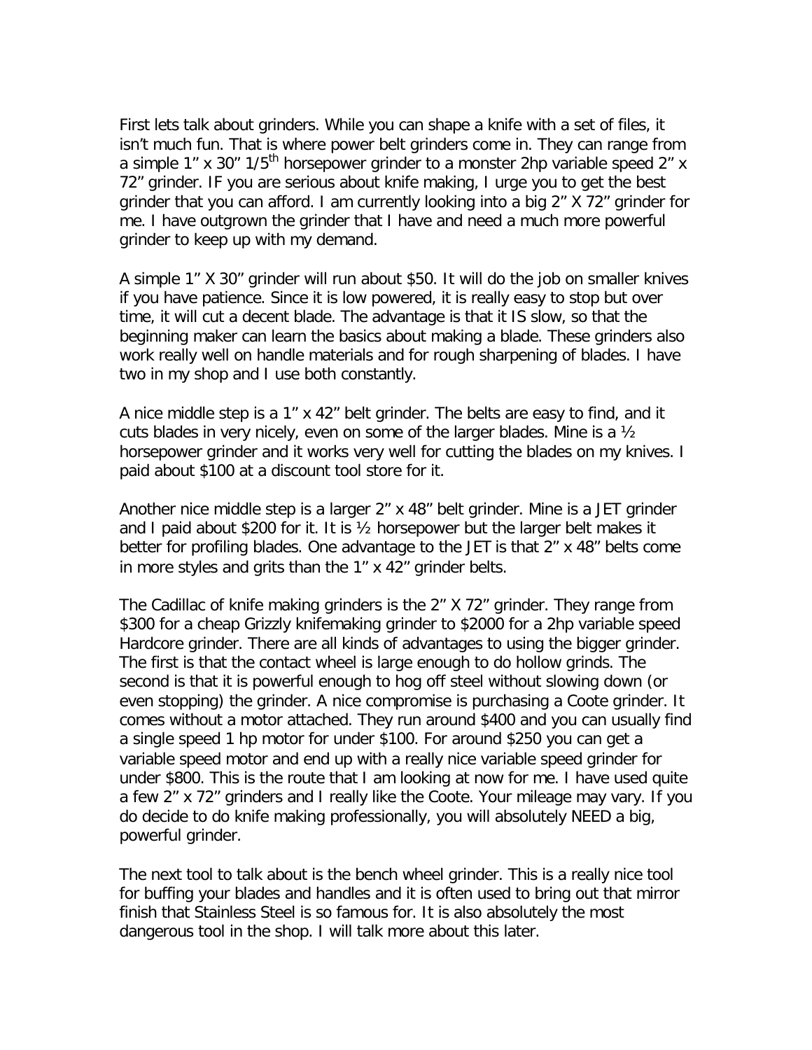First lets talk about grinders. While you can shape a knife with a set of files, it isn't much fun. That is where power belt grinders come in. They can range from a simple 1" x 30" 1/5$^{th}$ horsepower grinder to a monster 2hp variable speed 2" x 72" grinder. IF you are serious about knife making, I urge you to get the best grinder that you can afford. I am currently looking into a big 2" X 72" grinder for me. I have outgrown the grinder that I have and need a much more powerful grinder to keep up with my demand.

A simple 1" X 30" grinder will run about $50. It will do the job on smaller knives if you have patience. Since it is low powered, it is really easy to stop but over time, it will cut a decent blade. The advantage is that it IS slow, so that the beginning maker can learn the basics about making a blade. These grinders also work really well on handle materials and for rough sharpening of blades. I have two in my shop and I use both constantly.

A nice middle step is a 1" x 42" belt grinder. The belts are easy to find, and it cuts blades in very nicely, even on some of the larger blades. Mine is a ½ horsepower grinder and it works very well for cutting the blades on my knives. I paid about $100 at a discount tool store for it.

Another nice middle step is a larger 2" x 48" belt grinder. Mine is a JET grinder and I paid about $200 for it. It is ½ horsepower but the larger belt makes it better for profiling blades. One advantage to the JET is that 2" x 48" belts come in more styles and grits than the 1" x 42" grinder belts.

The Cadillac of knife making grinders is the 2" X 72" grinder. They range from $300 for a cheap Grizzly knifemaking grinder to $2000 for a 2hp variable speed Hardcore grinder. There are all kinds of advantages to using the bigger grinder. The first is that the contact wheel is large enough to do hollow grinds. The second is that it is powerful enough to hog off steel without slowing down (or even stopping) the grinder. A nice compromise is purchasing a Coote grinder. It comes without a motor attached. They run around $400 and you can usually find a single speed 1 hp motor for under $100. For around $250 you can get a variable speed motor and end up with a really nice variable speed grinder for under $800. This is the route that I am looking at now for me. I have used quite a few 2" x 72" grinders and I really like the Coote. Your mileage may vary. If you do decide to do knife making professionally, you will absolutely NEED a big, powerful grinder.

The next tool to talk about is the bench wheel grinder. This is a really nice tool for buffing your blades and handles and it is often used to bring out that mirror finish that Stainless Steel is so famous for. It is also absolutely the most dangerous tool in the shop. I will talk more about this later.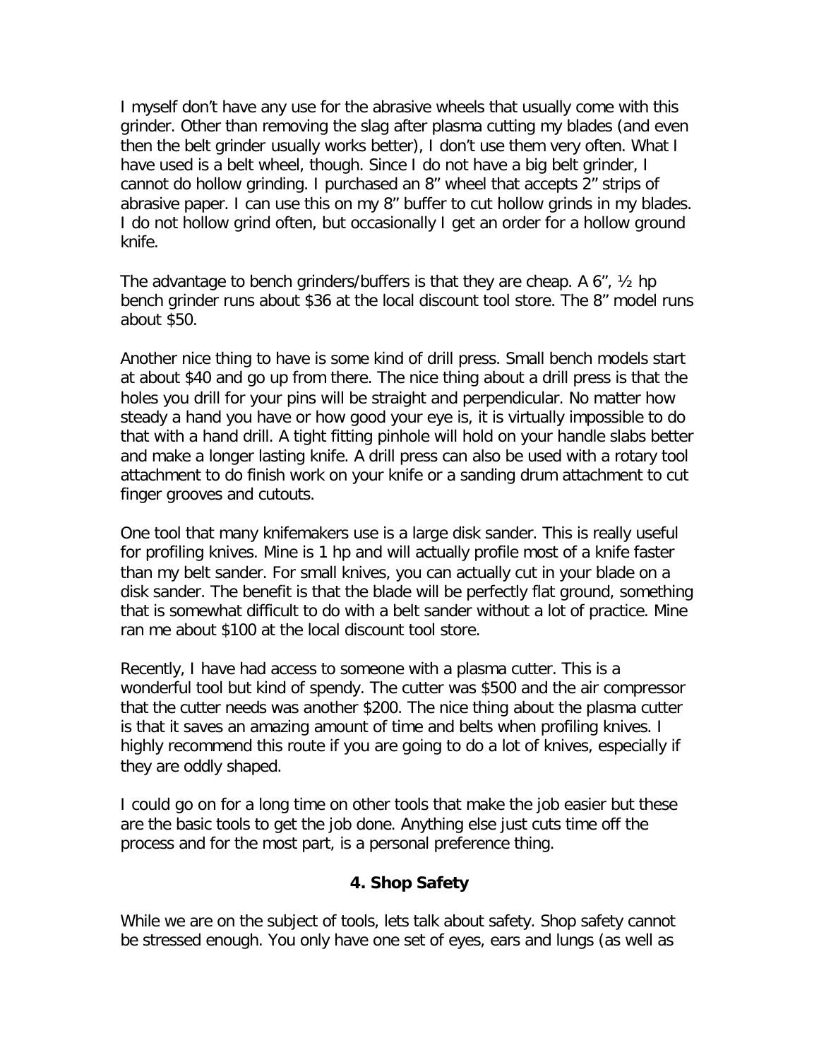I myself don't have any use for the abrasive wheels that usually come with this grinder. Other than removing the slag after plasma cutting my blades (and even then the belt grinder usually works better), I don't use them very often. What I have used is a belt wheel, though. Since I do not have a big belt grinder, I cannot do hollow grinding. I purchased an 8" wheel that accepts 2" strips of abrasive paper. I can use this on my 8" buffer to cut hollow grinds in my blades. I do not hollow grind often, but occasionally I get an order for a hollow ground knife.

The advantage to bench grinders/buffers is that they are cheap. A 6", ½ hp bench grinder runs about $36 at the local discount tool store. The 8" model runs about $50.

Another nice thing to have is some kind of drill press. Small bench models start at about $40 and go up from there. The nice thing about a drill press is that the holes you drill for your pins will be straight and perpendicular. No matter how steady a hand you have or how good your eye is, it is virtually impossible to do that with a hand drill. A tight fitting pinhole will hold on your handle slabs better and make a longer lasting knife. A drill press can also be used with a rotary tool attachment to do finish work on your knife or a sanding drum attachment to cut finger grooves and cutouts.

One tool that many knifemakers use is a large disk sander. This is really useful for profiling knives. Mine is 1 hp and will actually profile most of a knife faster than my belt sander. For small knives, you can actually cut in your blade on a disk sander. The benefit is that the blade will be perfectly flat ground, something that is somewhat difficult to do with a belt sander without a lot of practice. Mine ran me about $100 at the local discount tool store.

Recently, I have had access to someone with a plasma cutter. This is a wonderful tool but kind of spendy. The cutter was $500 and the air compressor that the cutter needs was another $200. The nice thing about the plasma cutter is that it saves an amazing amount of time and belts when profiling knives. I highly recommend this route if you are going to do a lot of knives, especially if they are oddly shaped.

I could go on for a long time on other tools that make the job easier but these are the basic tools to get the job done. Anything else just cuts time off the process and for the most part, is a personal preference thing.

## 4. Shop Safety

While we are on the subject of tools, lets talk about safety. Shop safety cannot be stressed enough. You only have one set of eyes, ears and lungs (as well as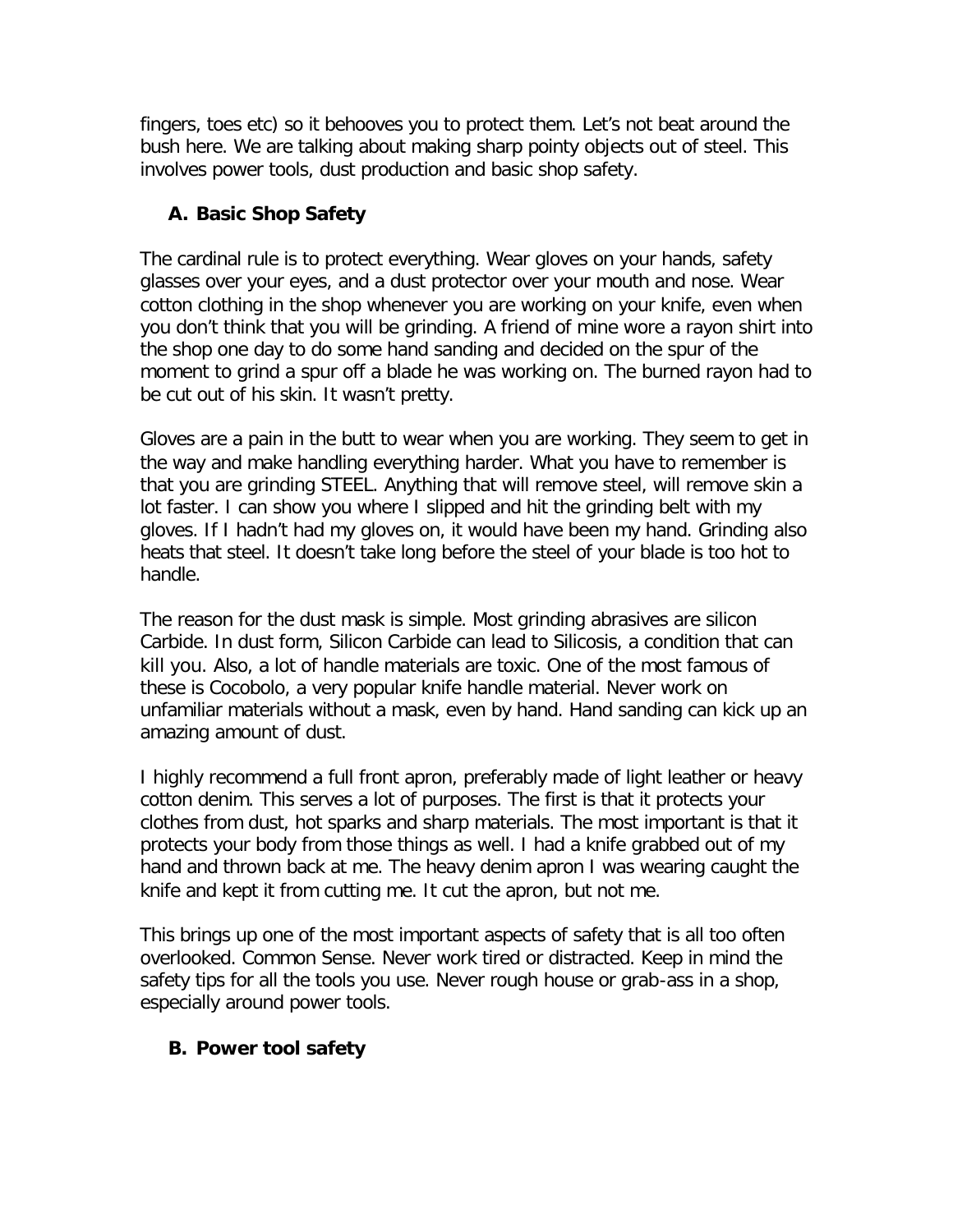fingers, toes etc) so it behooves you to protect them. Let's not beat around the bush here. We are talking about making sharp pointy objects out of steel. This involves power tools, dust production and basic shop safety.

### A. Basic Shop Safety

The cardinal rule is to protect everything. Wear gloves on your hands, safety glasses over your eyes, and a dust protector over your mouth and nose. Wear cotton clothing in the shop whenever you are working on your knife, even when you don't think that you will be grinding. A friend of mine wore a rayon shirt into the shop one day to do some hand sanding and decided on the spur of the moment to grind a spur off a blade he was working on. The burned rayon had to be cut out of his skin. It wasn't pretty.

Gloves are a pain in the butt to wear when you are working. They seem to get in the way and make handling everything harder. What you have to remember is that you are grinding STEEL. Anything that will remove steel, will remove skin a lot faster. I can show you where I slipped and hit the grinding belt with my gloves. If I hadn't had my gloves on, it would have been my hand. Grinding also heats that steel. It doesn't take long before the steel of your blade is too hot to handle.

The reason for the dust mask is simple. Most grinding abrasives are silicon Carbide. In dust form, Silicon Carbide can lead to Silicosis, a condition that can kill you. Also, a lot of handle materials are toxic. One of the most famous of these is Cocobolo, a very popular knife handle material. Never work on unfamiliar materials without a mask, even by hand. Hand sanding can kick up an amazing amount of dust.

I highly recommend a full front apron, preferably made of light leather or heavy cotton denim. This serves a lot of purposes. The first is that it protects your clothes from dust, hot sparks and sharp materials. The most important is that it protects your body from those things as well. I had a knife grabbed out of my hand and thrown back at me. The heavy denim apron I was wearing caught the knife and kept it from cutting me. It cut the apron, but not me.

This brings up one of the most important aspects of safety that is all too often overlooked. Common Sense. Never work tired or distracted. Keep in mind the safety tips for all the tools you use. Never rough house or grab-ass in a shop, especially around power tools.

### B. Power tool safety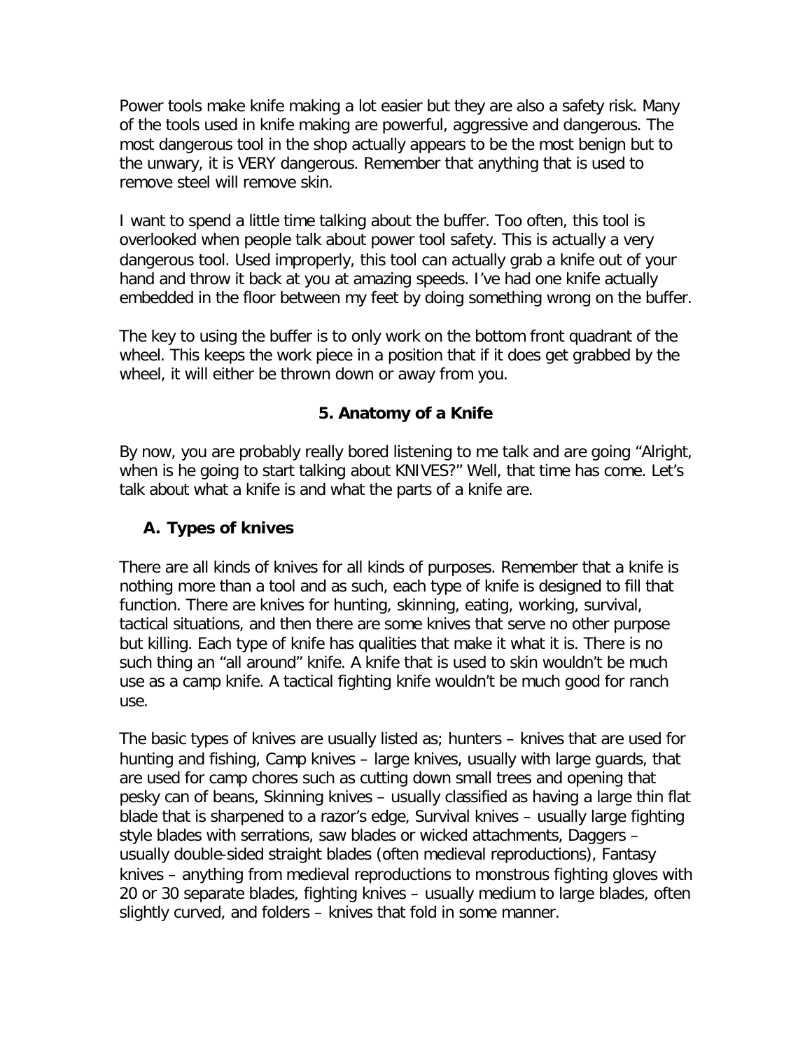Power tools make knife making a lot easier but they are also a safety risk. Many of the tools used in knife making are powerful, aggressive and dangerous. The most dangerous tool in the shop actually appears to be the most benign but to the unwary, it is VERY dangerous. Remember that anything that is used to remove steel will remove skin.

I want to spend a little time talking about the buffer. Too often, this tool is overlooked when people talk about power tool safety. This is actually a very dangerous tool. Used improperly, this tool can actually grab a knife out of your hand and throw it back at you at amazing speeds. I've had one knife actually embedded in the floor between my feet by doing something wrong on the buffer.

The key to using the buffer is to only work on the bottom front quadrant of the wheel. This keeps the work piece in a position that if it does get grabbed by the wheel, it will either be thrown down or away from you.

## 5. Anatomy of a Knife

By now, you are probably really bored listening to me talk and are going "Alright, when is he going to start talking about KNIVES?" Well, that time has come. Let's talk about what a knife is and what the parts of a knife are.

### A. Types of knives

There are all kinds of knives for all kinds of purposes. Remember that a knife is nothing more than a tool and as such, each type of knife is designed to fill that function. There are knives for hunting, skinning, eating, working, survival, tactical situations, and then there are some knives that serve no other purpose but killing. Each type of knife has qualities that make it what it is. There is no such thing an "all around" knife. A knife that is used to skin wouldn't be much use as a camp knife. A tactical fighting knife wouldn't be much good for ranch use.

The basic types of knives are usually listed as; hunters – knives that are used for hunting and fishing, Camp knives – large knives, usually with large guards, that are used for camp chores such as cutting down small trees and opening that pesky can of beans, Skinning knives – usually classified as having a large thin flat blade that is sharpened to a razor's edge, Survival knives – usually large fighting style blades with serrations, saw blades or wicked attachments, Daggers – usually double-sided straight blades (often medieval reproductions), Fantasy knives – anything from medieval reproductions to monstrous fighting gloves with 20 or 30 separate blades, fighting knives – usually medium to large blades, often slightly curved, and folders – knives that fold in some manner.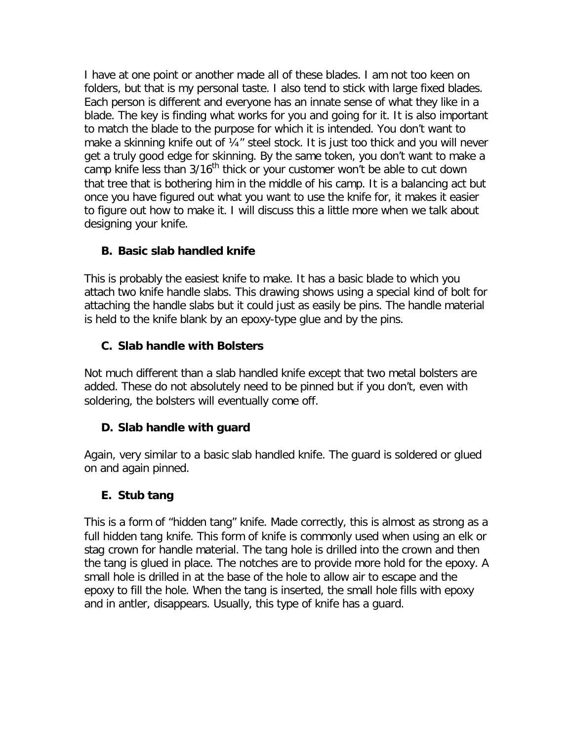I have at one point or another made all of these blades. I am not too keen on folders, but that is my personal taste. I also tend to stick with large fixed blades. Each person is different and everyone has an innate sense of what they like in a blade. The key is finding what works for you and going for it. It is also important to match the blade to the purpose for which it is intended. You don't want to make a skinning knife out of ¼" steel stock. It is just too thick and you will never get a truly good edge for skinning. By the same token, you don't want to make a camp knife less than 3/16$^{th}$ thick or your customer won't be able to cut down that tree that is bothering him in the middle of his camp. It is a balancing act but once you have figured out what you want to use the knife for, it makes it easier to figure out how to make it. I will discuss this a little more when we talk about designing your knife.

### B. Basic slab handled knife

This is probably the easiest knife to make. It has a basic blade to which you attach two knife handle slabs. This drawing shows using a special kind of bolt for attaching the handle slabs but it could just as easily be pins. The handle material is held to the knife blank by an epoxy-type glue and by the pins.

### C. Slab handle with Bolsters

Not much different than a slab handled knife except that two metal bolsters are added. These do not absolutely need to be pinned but if you don't, even with soldering, the bolsters will eventually come off.

### D. Slab handle with guard

Again, very similar to a basic slab handled knife. The guard is soldered or glued on and again pinned.

### E. Stub tang

This is a form of "hidden tang" knife. Made correctly, this is almost as strong as a full hidden tang knife. This form of knife is commonly used when using an elk or stag crown for handle material. The tang hole is drilled into the crown and then the tang is glued in place. The notches are to provide more hold for the epoxy. A small hole is drilled in at the base of the hole to allow air to escape and the epoxy to fill the hole. When the tang is inserted, the small hole fills with epoxy and in antler, disappears. Usually, this type of knife has a guard.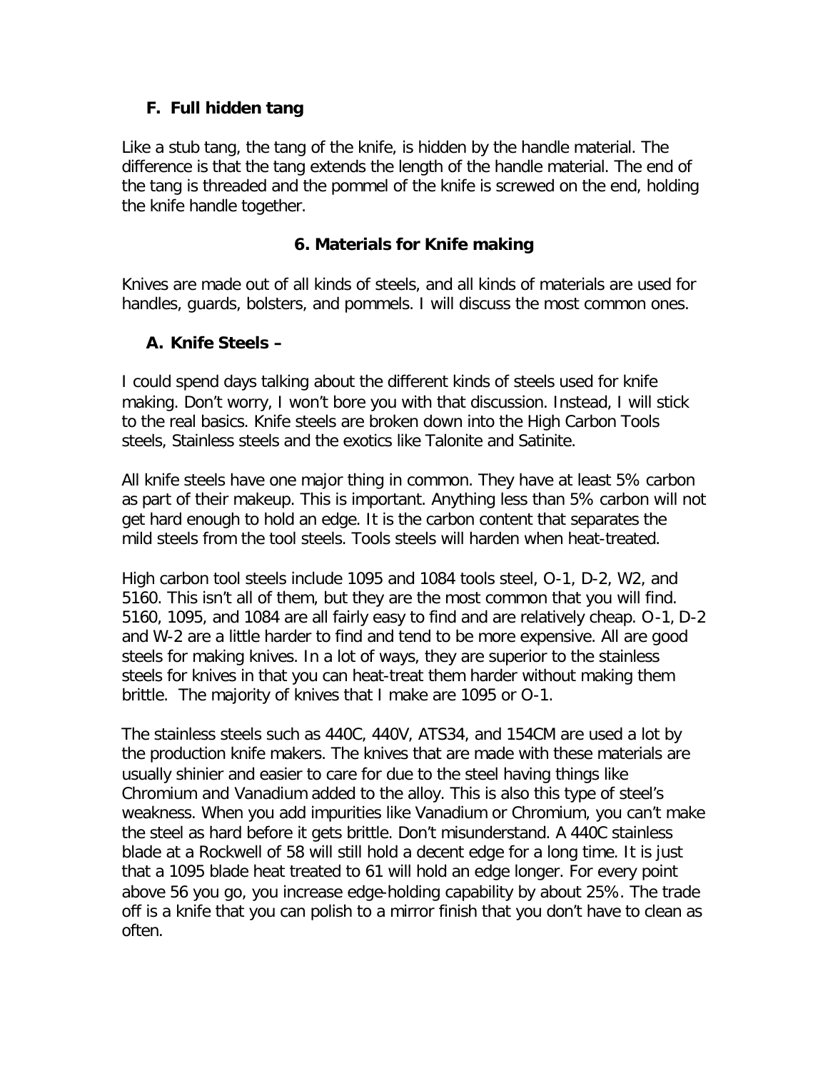### F. Full hidden tang

Like a stub tang, the tang of the knife, is hidden by the handle material. The difference is that the tang extends the length of the handle material. The end of the tang is threaded and the pommel of the knife is screwed on the end, holding the knife handle together.

## 6. Materials for Knife making

Knives are made out of all kinds of steels, and all kinds of materials are used for handles, guards, bolsters, and pommels. I will discuss the most common ones.

### A. Knife Steels –

I could spend days talking about the different kinds of steels used for knife making. Don't worry, I won't bore you with that discussion. Instead, I will stick to the real basics. Knife steels are broken down into the High Carbon Tools steels, Stainless steels and the exotics like Talonite and Satinite.

All knife steels have one major thing in common. They have at least 5% carbon as part of their makeup. This is important. Anything less than 5% carbon will not get hard enough to hold an edge. It is the carbon content that separates the mild steels from the tool steels. Tools steels will harden when heat-treated.

High carbon tool steels include 1095 and 1084 tools steel, O-1, D-2, W2, and 5160. This isn't all of them, but they are the most common that you will find. 5160, 1095, and 1084 are all fairly easy to find and are relatively cheap. O-1, D-2 and W-2 are a little harder to find and tend to be more expensive. All are good steels for making knives. In a lot of ways, they are superior to the stainless steels for knives in that you can heat-treat them harder without making them brittle. The majority of knives that I make are 1095 or O-1.

The stainless steels such as 440C, 440V, ATS34, and 154CM are used a lot by the production knife makers. The knives that are made with these materials are usually shinier and easier to care for due to the steel having things like Chromium and Vanadium added to the alloy. This is also this type of steel's weakness. When you add impurities like Vanadium or Chromium, you can't make the steel as hard before it gets brittle. Don't misunderstand. A 440C stainless blade at a Rockwell of 58 will still hold a decent edge for a long time. It is just that a 1095 blade heat treated to 61 will hold an edge longer. For every point above 56 you go, you increase edge-holding capability by about 25%. The trade off is a knife that you can polish to a mirror finish that you don't have to clean as often.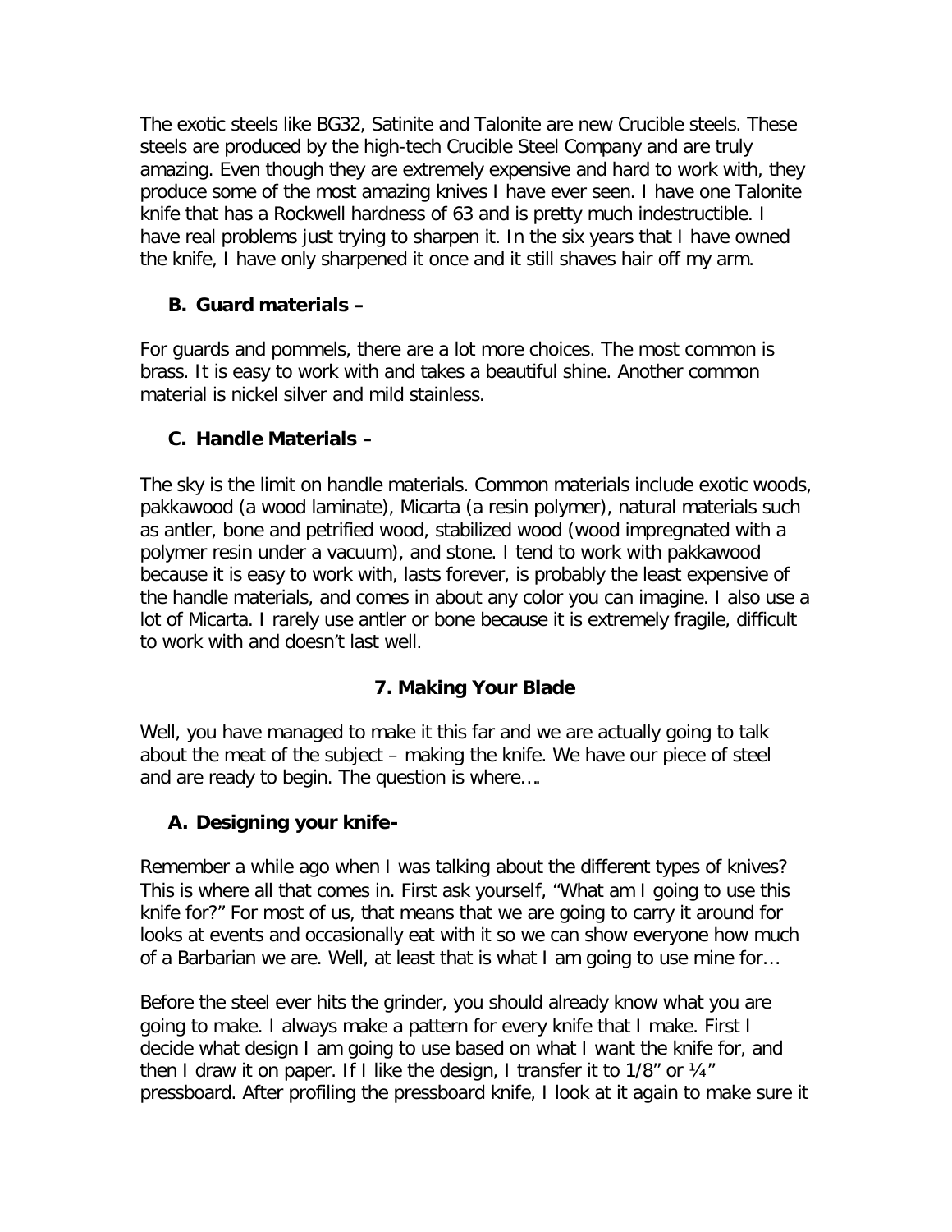The exotic steels like BG32, Satinite and Talonite are new Crucible steels. These steels are produced by the high-tech Crucible Steel Company and are truly amazing. Even though they are extremely expensive and hard to work with, they produce some of the most amazing knives I have ever seen. I have one Talonite knife that has a Rockwell hardness of 63 and is pretty much indestructible. I have real problems just trying to sharpen it. In the six years that I have owned the knife, I have only sharpened it once and it still shaves hair off my arm.

### B. Guard materials –

For guards and pommels, there are a lot more choices. The most common is brass. It is easy to work with and takes a beautiful shine. Another common material is nickel silver and mild stainless.

### C. Handle Materials –

The sky is the limit on handle materials. Common materials include exotic woods, pakkawood (a wood laminate), Micarta (a resin polymer), natural materials such as antler, bone and petrified wood, stabilized wood (wood impregnated with a polymer resin under a vacuum), and stone. I tend to work with pakkawood because it is easy to work with, lasts forever, is probably the least expensive of the handle materials, and comes in about any color you can imagine. I also use a lot of Micarta. I rarely use antler or bone because it is extremely fragile, difficult to work with and doesn't last well.

## 7. Making Your Blade

Well, you have managed to make it this far and we are actually going to talk about the meat of the subject – making the knife. We have our piece of steel and are ready to begin. The question is where….

### A. Designing your knife-

Remember a while ago when I was talking about the different types of knives? This is where all that comes in. First ask yourself, "What am I going to use this knife for?" For most of us, that means that we are going to carry it around for looks at events and occasionally eat with it so we can show everyone how much of a Barbarian we are. Well, at least that is what I am going to use mine for…

Before the steel ever hits the grinder, you should already know what you are going to make. I always make a pattern for every knife that I make. First I decide what design I am going to use based on what I want the knife for, and then I draw it on paper. If I like the design, I transfer it to 1/8" or ¼" pressboard. After profiling the pressboard knife, I look at it again to make sure it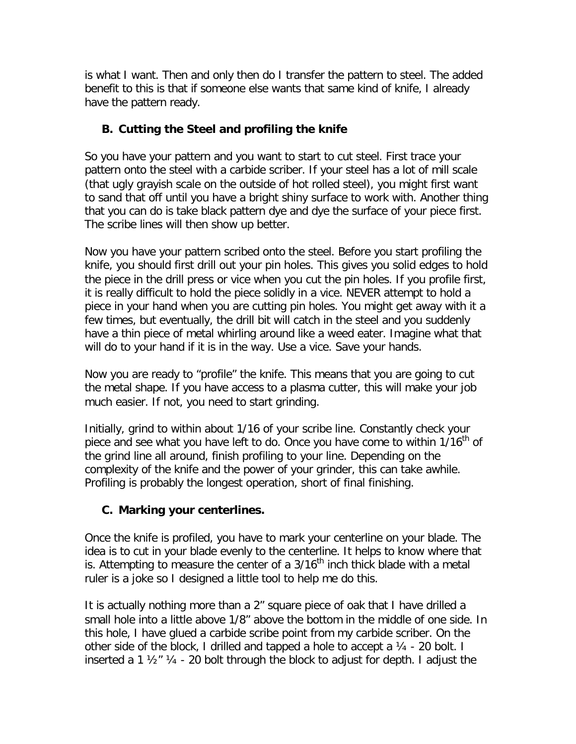is what I want. Then and only then do I transfer the pattern to steel. The added benefit to this is that if someone else wants that same kind of knife, I already have the pattern ready.

### B. Cutting the Steel and profiling the knife

So you have your pattern and you want to start to cut steel. First trace your pattern onto the steel with a carbide scriber. If your steel has a lot of mill scale (that ugly grayish scale on the outside of hot rolled steel), you might first want to sand that off until you have a bright shiny surface to work with. Another thing that you can do is take black pattern dye and dye the surface of your piece first. The scribe lines will then show up better.

Now you have your pattern scribed onto the steel. Before you start profiling the knife, you should first drill out your pin holes. This gives you solid edges to hold the piece in the drill press or vice when you cut the pin holes. If you profile first, it is really difficult to hold the piece solidly in a vice. NEVER attempt to hold a piece in your hand when you are cutting pin holes. You might get away with it a few times, but eventually, the drill bit will catch in the steel and you suddenly have a thin piece of metal whirling around like a weed eater. Imagine what that will do to your hand if it is in the way. Use a vice. Save your hands.

Now you are ready to "profile" the knife. This means that you are going to cut the metal shape. If you have access to a plasma cutter, this will make your job much easier. If not, you need to start grinding.

Initially, grind to within about 1/16 of your scribe line. Constantly check your piece and see what you have left to do. Once you have come to within 1/16th of the grind line all around, finish profiling to your line. Depending on the complexity of the knife and the power of your grinder, this can take awhile. Profiling is probably the longest operation, short of final finishing.

### C. Marking your centerlines.

Once the knife is profiled, you have to mark your centerline on your blade. The idea is to cut in your blade evenly to the centerline. It helps to know where that is. Attempting to measure the center of a 3/16th inch thick blade with a metal ruler is a joke so I designed a little tool to help me do this.

It is actually nothing more than a 2" square piece of oak that I have drilled a small hole into a little above 1/8" above the bottom in the middle of one side. In this hole, I have glued a carbide scribe point from my carbide scriber. On the other side of the block, I drilled and tapped a hole to accept a ¼ - 20 bolt. I inserted a 1 ½" ¼ - 20 bolt through the block to adjust for depth. I adjust the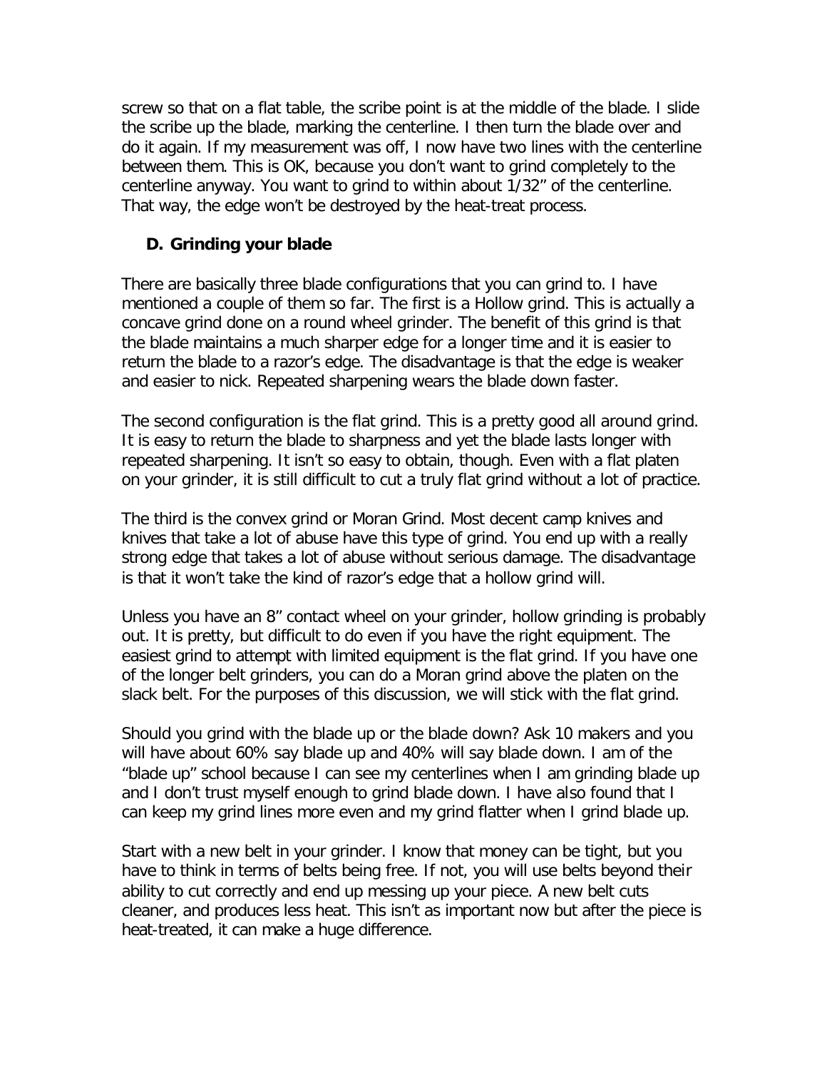screw so that on a flat table, the scribe point is at the middle of the blade. I slide the scribe up the blade, marking the centerline. I then turn the blade over and do it again. If my measurement was off, I now have two lines with the centerline between them. This is OK, because you don't want to grind completely to the centerline anyway. You want to grind to within about 1/32" of the centerline. That way, the edge won't be destroyed by the heat-treat process.

### D. Grinding your blade

There are basically three blade configurations that you can grind to. I have mentioned a couple of them so far. The first is a Hollow grind. This is actually a concave grind done on a round wheel grinder. The benefit of this grind is that the blade maintains a much sharper edge for a longer time and it is easier to return the blade to a razor's edge. The disadvantage is that the edge is weaker and easier to nick. Repeated sharpening wears the blade down faster.

The second configuration is the flat grind. This is a pretty good all around grind. It is easy to return the blade to sharpness and yet the blade lasts longer with repeated sharpening. It isn't so easy to obtain, though. Even with a flat platen on your grinder, it is still difficult to cut a truly flat grind without a lot of practice.

The third is the convex grind or Moran Grind. Most decent camp knives and knives that take a lot of abuse have this type of grind. You end up with a really strong edge that takes a lot of abuse without serious damage. The disadvantage is that it won't take the kind of razor's edge that a hollow grind will.

Unless you have an 8" contact wheel on your grinder, hollow grinding is probably out. It is pretty, but difficult to do even if you have the right equipment. The easiest grind to attempt with limited equipment is the flat grind. If you have one of the longer belt grinders, you can do a Moran grind above the platen on the slack belt. For the purposes of this discussion, we will stick with the flat grind.

Should you grind with the blade up or the blade down? Ask 10 makers and you will have about 60% say blade up and 40% will say blade down. I am of the "blade up" school because I can see my centerlines when I am grinding blade up and I don't trust myself enough to grind blade down. I have also found that I can keep my grind lines more even and my grind flatter when I grind blade up.

Start with a new belt in your grinder. I know that money can be tight, but you have to think in terms of belts being free. If not, you will use belts beyond their ability to cut correctly and end up messing up your piece. A new belt cuts cleaner, and produces less heat. This isn't as important now but after the piece is heat-treated, it can make a huge difference.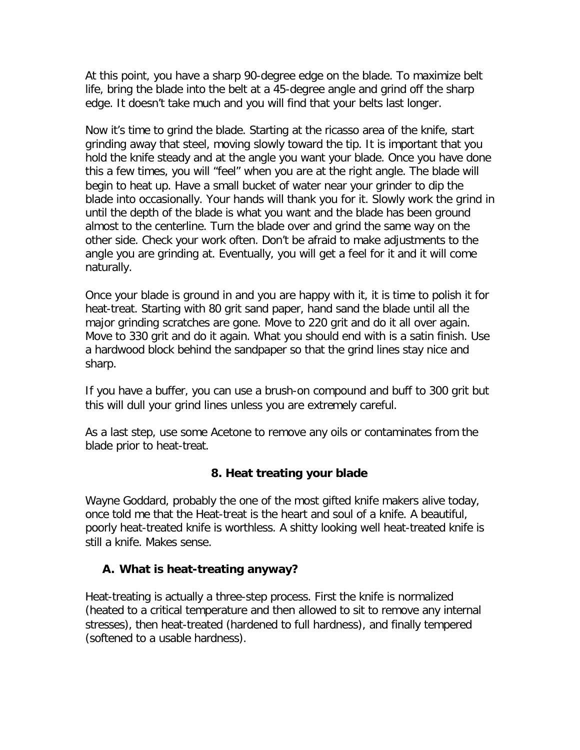At this point, you have a sharp 90-degree edge on the blade. To maximize belt life, bring the blade into the belt at a 45-degree angle and grind off the sharp edge. It doesn't take much and you will find that your belts last longer.

Now it's time to grind the blade. Starting at the ricasso area of the knife, start grinding away that steel, moving slowly toward the tip. It is important that you hold the knife steady and at the angle you want your blade. Once you have done this a few times, you will "feel" when you are at the right angle. The blade will begin to heat up. Have a small bucket of water near your grinder to dip the blade into occasionally. Your hands will thank you for it. Slowly work the grind in until the depth of the blade is what you want and the blade has been ground almost to the centerline. Turn the blade over and grind the same way on the other side. Check your work often. Don't be afraid to make adjustments to the angle you are grinding at. Eventually, you will get a feel for it and it will come naturally.

Once your blade is ground in and you are happy with it, it is time to polish it for heat-treat. Starting with 80 grit sand paper, hand sand the blade until all the major grinding scratches are gone. Move to 220 grit and do it all over again. Move to 330 grit and do it again. What you should end with is a satin finish. Use a hardwood block behind the sandpaper so that the grind lines stay nice and sharp.

If you have a buffer, you can use a brush-on compound and buff to 300 grit but this will dull your grind lines unless you are extremely careful.

As a last step, use some Acetone to remove any oils or contaminates from the blade prior to heat-treat.

## 8. Heat treating your blade

Wayne Goddard, probably the one of the most gifted knife makers alive today, once told me that the Heat-treat is the heart and soul of a knife. A beautiful, poorly heat-treated knife is worthless. A shitty looking well heat-treated knife is still a knife. Makes sense.

### A. What is heat-treating anyway?

Heat-treating is actually a three-step process. First the knife is normalized (heated to a critical temperature and then allowed to sit to remove any internal stresses), then heat-treated (hardened to full hardness), and finally tempered (softened to a usable hardness).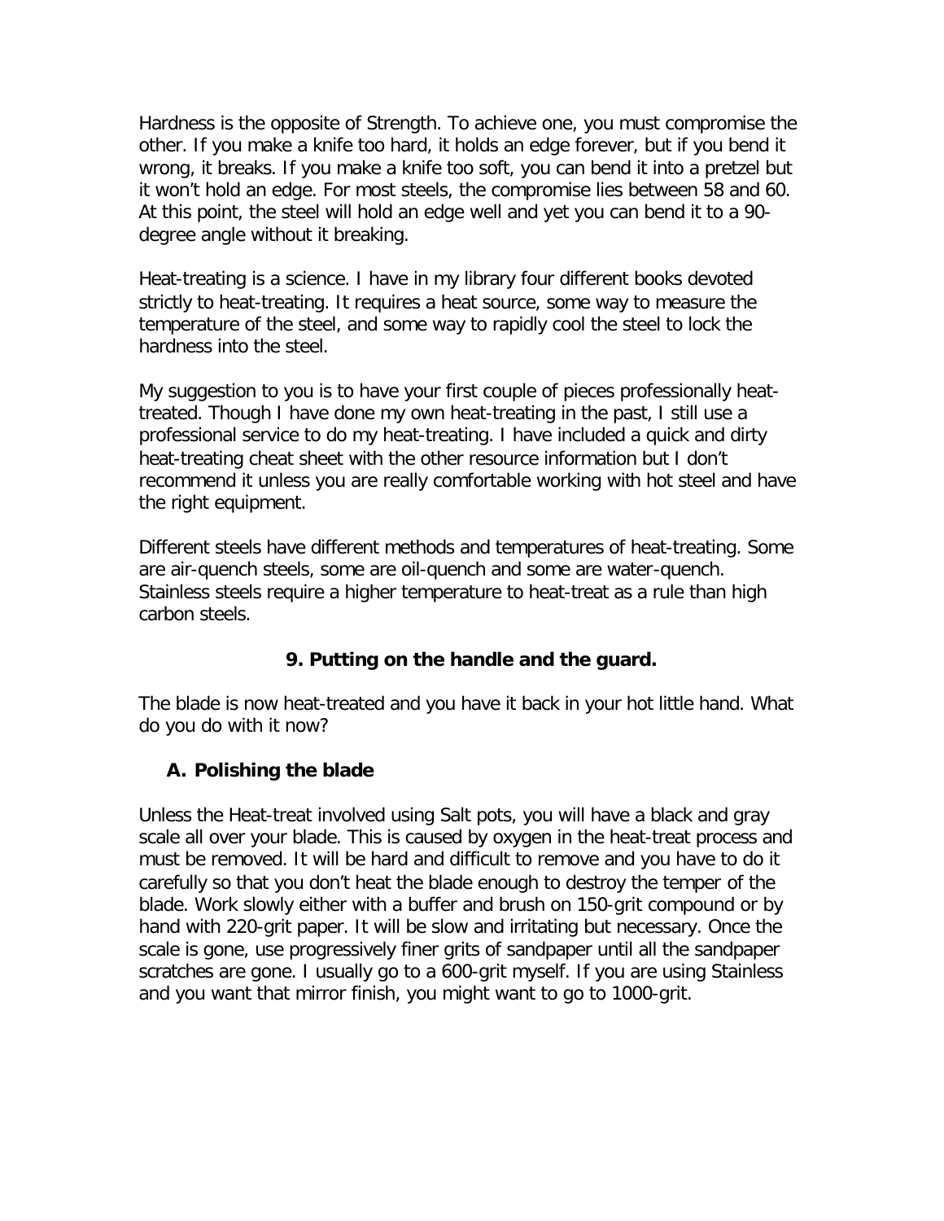Hardness is the opposite of Strength. To achieve one, you must compromise the other. If you make a knife too hard, it holds an edge forever, but if you bend it wrong, it breaks. If you make a knife too soft, you can bend it into a pretzel but it won't hold an edge. For most steels, the compromise lies between 58 and 60. At this point, the steel will hold an edge well and yet you can bend it to a 90-degree angle without it breaking.

Heat-treating is a science. I have in my library four different books devoted strictly to heat-treating. It requires a heat source, some way to measure the temperature of the steel, and some way to rapidly cool the steel to lock the hardness into the steel.

My suggestion to you is to have your first couple of pieces professionally heat-treated. Though I have done my own heat-treating in the past, I still use a professional service to do my heat-treating. I have included a quick and dirty heat-treating cheat sheet with the other resource information but I don't recommend it unless you are really comfortable working with hot steel and have the right equipment.

Different steels have different methods and temperatures of heat-treating. Some are air-quench steels, some are oil-quench and some are water-quench. Stainless steels require a higher temperature to heat-treat as a rule than high carbon steels.

## 9. Putting on the handle and the guard.

The blade is now heat-treated and you have it back in your hot little hand. What do you do with it now?

### A. Polishing the blade

Unless the Heat-treat involved using Salt pots, you will have a black and gray scale all over your blade. This is caused by oxygen in the heat-treat process and must be removed. It will be hard and difficult to remove and you have to do it carefully so that you don't heat the blade enough to destroy the temper of the blade. Work slowly either with a buffer and brush on 150-grit compound or by hand with 220-grit paper. It will be slow and irritating but necessary. Once the scale is gone, use progressively finer grits of sandpaper until all the sandpaper scratches are gone. I usually go to a 600-grit myself. If you are using Stainless and you want that mirror finish, you might want to go to 1000-grit.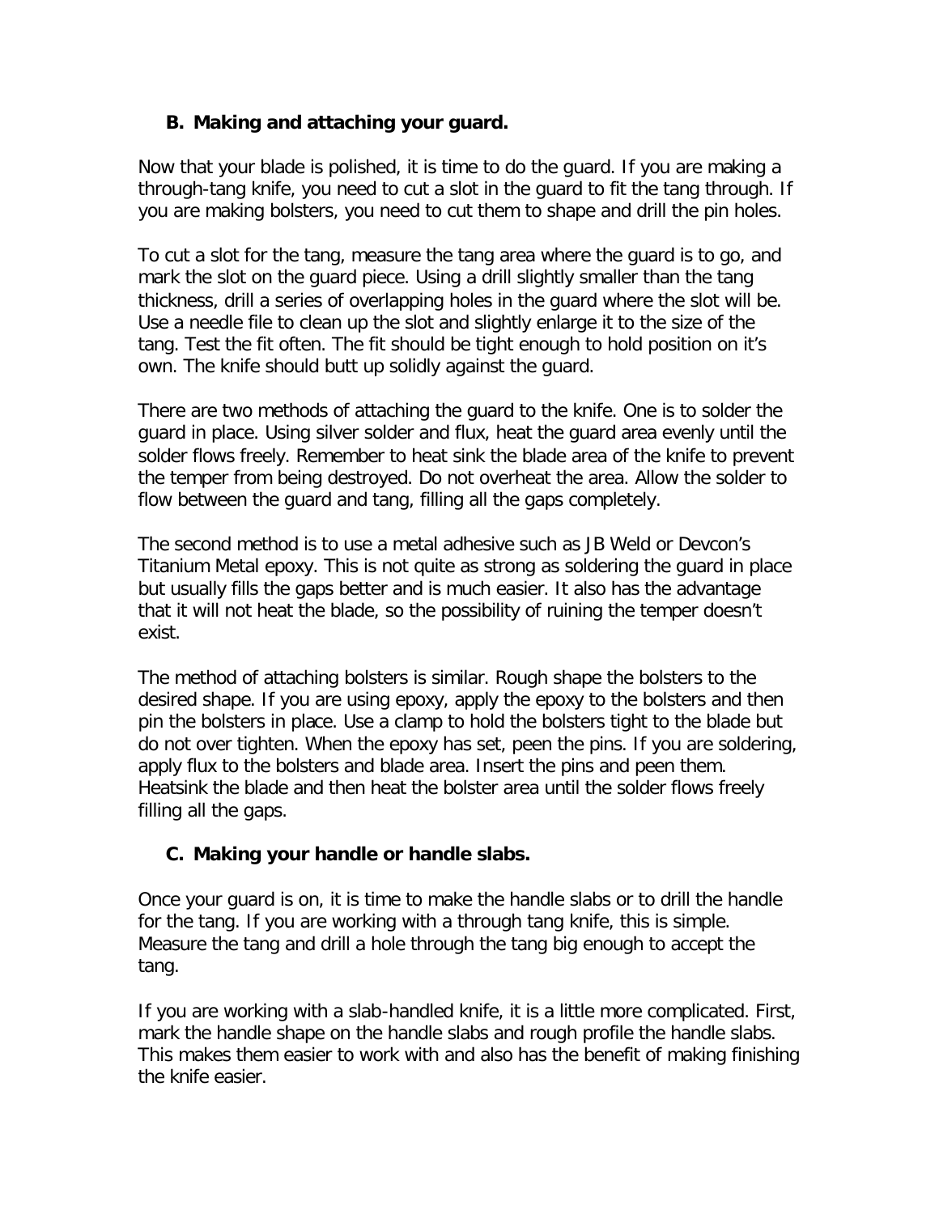### B. Making and attaching your guard.

Now that your blade is polished, it is time to do the guard. If you are making a through-tang knife, you need to cut a slot in the guard to fit the tang through. If you are making bolsters, you need to cut them to shape and drill the pin holes.

To cut a slot for the tang, measure the tang area where the guard is to go, and mark the slot on the guard piece. Using a drill slightly smaller than the tang thickness, drill a series of overlapping holes in the guard where the slot will be. Use a needle file to clean up the slot and slightly enlarge it to the size of the tang. Test the fit often. The fit should be tight enough to hold position on it's own. The knife should butt up solidly against the guard.

There are two methods of attaching the guard to the knife. One is to solder the guard in place. Using silver solder and flux, heat the guard area evenly until the solder flows freely. Remember to heat sink the blade area of the knife to prevent the temper from being destroyed. Do not overheat the area. Allow the solder to flow between the guard and tang, filling all the gaps completely.

The second method is to use a metal adhesive such as JB Weld or Devcon's Titanium Metal epoxy. This is not quite as strong as soldering the guard in place but usually fills the gaps better and is much easier. It also has the advantage that it will not heat the blade, so the possibility of ruining the temper doesn't exist.

The method of attaching bolsters is similar. Rough shape the bolsters to the desired shape. If you are using epoxy, apply the epoxy to the bolsters and then pin the bolsters in place. Use a clamp to hold the bolsters tight to the blade but do not over tighten. When the epoxy has set, peen the pins. If you are soldering, apply flux to the bolsters and blade area. Insert the pins and peen them. Heatsink the blade and then heat the bolster area until the solder flows freely filling all the gaps.

### C. Making your handle or handle slabs.

Once your guard is on, it is time to make the handle slabs or to drill the handle for the tang. If you are working with a through tang knife, this is simple. Measure the tang and drill a hole through the tang big enough to accept the tang.

If you are working with a slab-handled knife, it is a little more complicated. First, mark the handle shape on the handle slabs and rough profile the handle slabs. This makes them easier to work with and also has the benefit of making finishing the knife easier.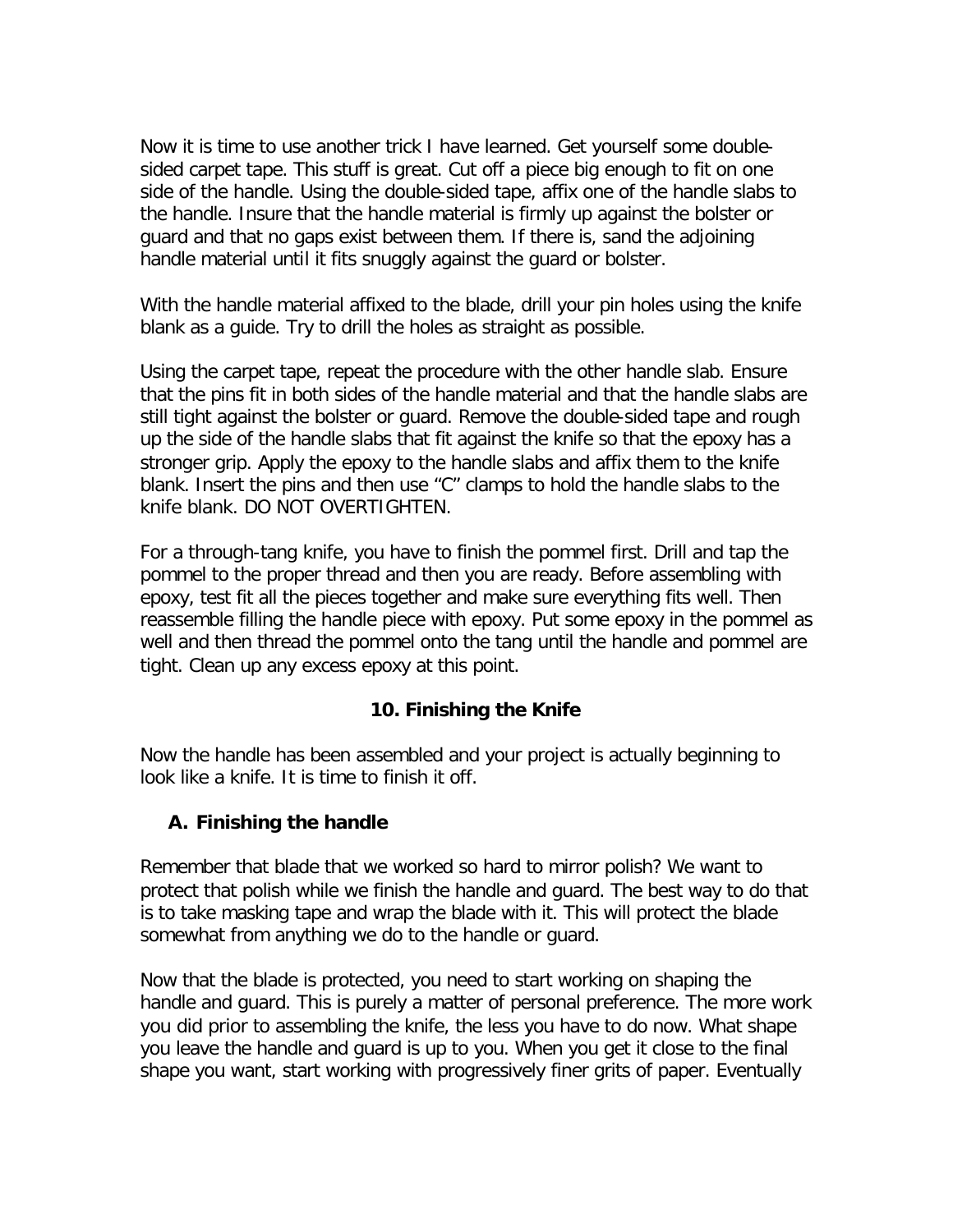Now it is time to use another trick I have learned. Get yourself some double-sided carpet tape. This stuff is great. Cut off a piece big enough to fit on one side of the handle. Using the double-sided tape, affix one of the handle slabs to the handle. Insure that the handle material is firmly up against the bolster or guard and that no gaps exist between them. If there is, sand the adjoining handle material until it fits snuggly against the guard or bolster.

With the handle material affixed to the blade, drill your pin holes using the knife blank as a guide. Try to drill the holes as straight as possible.

Using the carpet tape, repeat the procedure with the other handle slab. Ensure that the pins fit in both sides of the handle material and that the handle slabs are still tight against the bolster or guard. Remove the double-sided tape and rough up the side of the handle slabs that fit against the knife so that the epoxy has a stronger grip. Apply the epoxy to the handle slabs and affix them to the knife blank. Insert the pins and then use "C" clamps to hold the handle slabs to the knife blank. DO NOT OVERTIGHTEN.

For a through-tang knife, you have to finish the pommel first. Drill and tap the pommel to the proper thread and then you are ready. Before assembling with epoxy, test fit all the pieces together and make sure everything fits well. Then reassemble filling the handle piece with epoxy. Put some epoxy in the pommel as well and then thread the pommel onto the tang until the handle and pommel are tight. Clean up any excess epoxy at this point.

## 10. Finishing the Knife

Now the handle has been assembled and your project is actually beginning to look like a knife. It is time to finish it off.

### A. Finishing the handle

Remember that blade that we worked so hard to mirror polish? We want to protect that polish while we finish the handle and guard. The best way to do that is to take masking tape and wrap the blade with it. This will protect the blade somewhat from anything we do to the handle or guard.

Now that the blade is protected, you need to start working on shaping the handle and guard. This is purely a matter of personal preference. The more work you did prior to assembling the knife, the less you have to do now. What shape you leave the handle and guard is up to you. When you get it close to the final shape you want, start working with progressively finer grits of paper. Eventually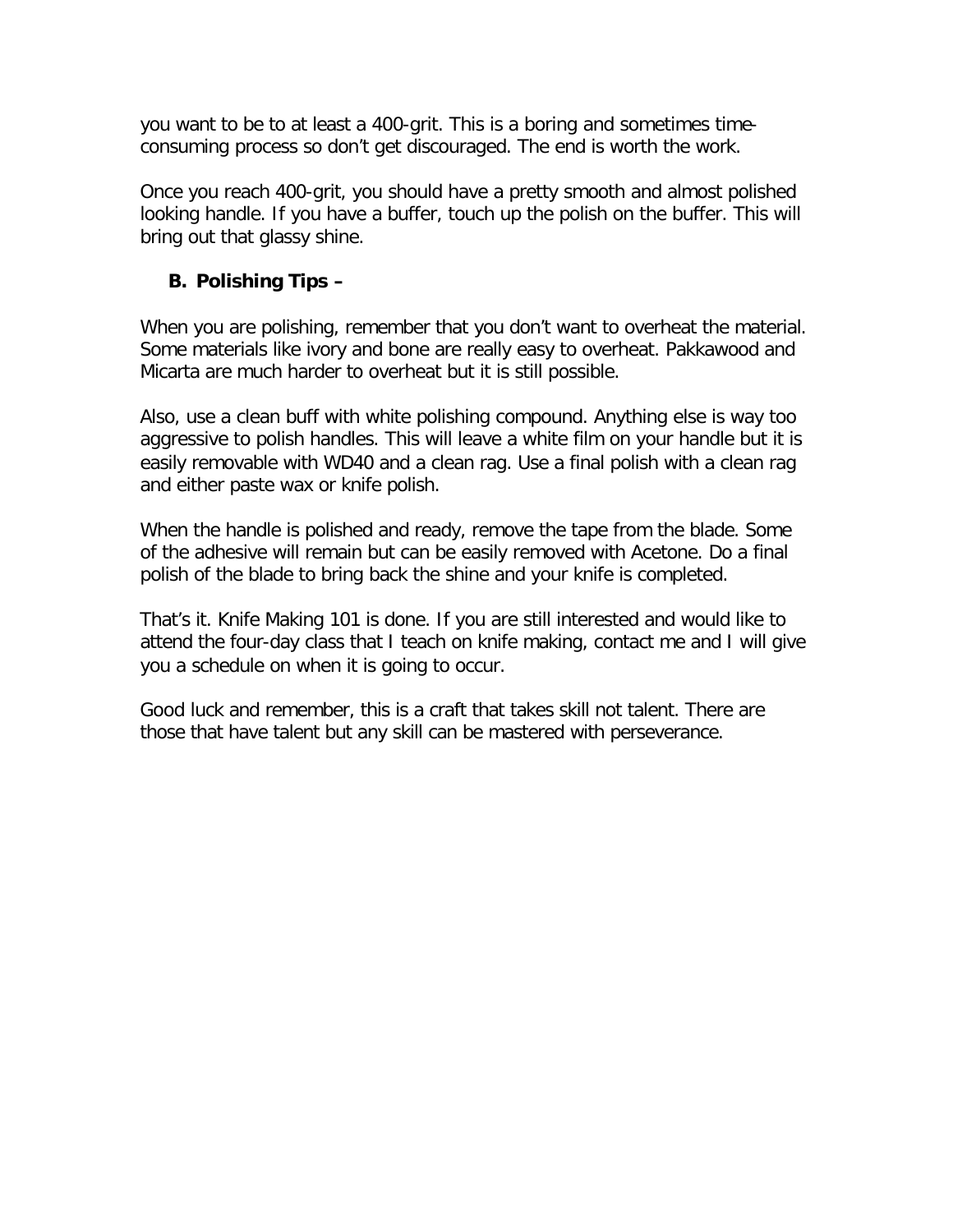you want to be to at least a 400-grit. This is a boring and sometimes time-consuming process so don't get discouraged. The end is worth the work.

Once you reach 400-grit, you should have a pretty smooth and almost polished looking handle. If you have a buffer, touch up the polish on the buffer. This will bring out that glassy shine.

### B. Polishing Tips –

When you are polishing, remember that you don't want to overheat the material. Some materials like ivory and bone are really easy to overheat. Pakkawood and Micarta are much harder to overheat but it is still possible.

Also, use a clean buff with white polishing compound. Anything else is way too aggressive to polish handles. This will leave a white film on your handle but it is easily removable with WD40 and a clean rag. Use a final polish with a clean rag and either paste wax or knife polish.

When the handle is polished and ready, remove the tape from the blade. Some of the adhesive will remain but can be easily removed with Acetone. Do a final polish of the blade to bring back the shine and your knife is completed.

That's it. Knife Making 101 is done. If you are still interested and would like to attend the four-day class that I teach on knife making, contact me and I will give you a schedule on when it is going to occur.

Good luck and remember, this is a craft that takes skill not talent. There are those that have talent but any skill can be mastered with perseverance.